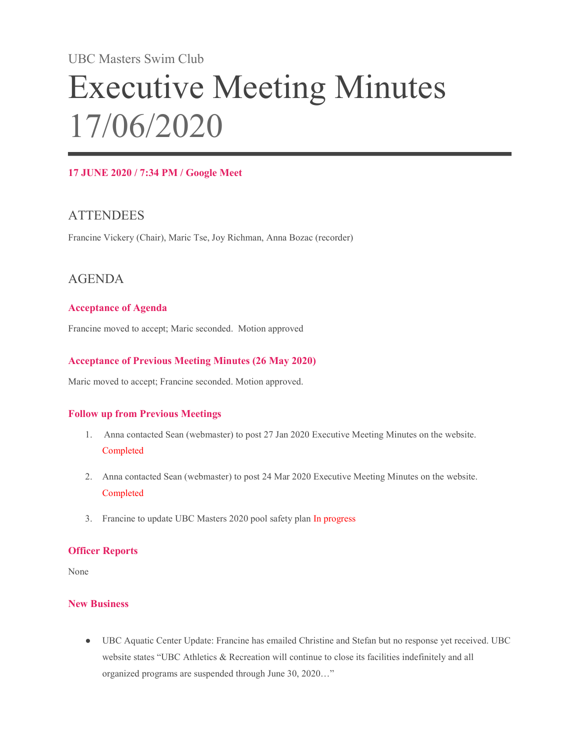UBC Masters Swim Club

# Executive Meeting Minutes 17/06/2020

**17 JUNE 2020 / 7:34 PM / Google Meet**

## ATTENDEES

Francine Vickery (Chair), Maric Tse, Joy Richman, Anna Bozac (recorder)

## AGENDA

### Acceptance of Agenda

Francine moved to accept; Maric seconded. Motion approved

### Acceptance of Previous Meeting Minutes (26 May 2020)

Maric moved to accept; Francine seconded. Motion approved.

### Follow up from Previous Meetings

1. Anna contacted Sean (webmaster) to post 27 Jan 2020 Executive Meeting Minutes on the website. Completed
2. Anna contacted Sean (webmaster) to post 24 Mar 2020 Executive Meeting Minutes on the website. Completed
3. Francine to update UBC Masters 2020 pool safety plan In progress

### Officer Reports

None

### New Business

- UBC Aquatic Center Update: Francine has emailed Christine and Stefan but no response yet received. UBC website states "UBC Athletics & Recreation will continue to close its facilities indefinitely and all organized programs are suspended through June 30, 2020…"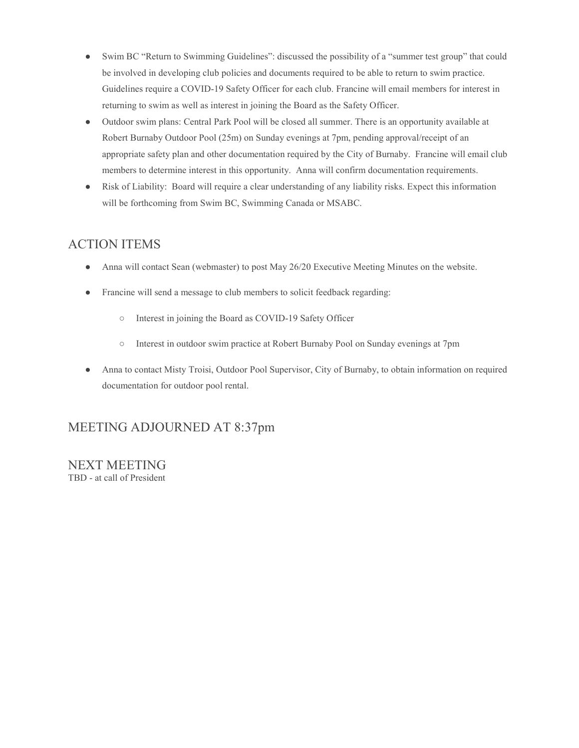- Swim BC "Return to Swimming Guidelines": discussed the possibility of a "summer test group" that could be involved in developing club policies and documents required to be able to return to swim practice. Guidelines require a COVID-19 Safety Officer for each club. Francine will email members for interest in returning to swim as well as interest in joining the Board as the Safety Officer.
- Outdoor swim plans: Central Park Pool will be closed all summer. There is an opportunity available at Robert Burnaby Outdoor Pool (25m) on Sunday evenings at 7pm, pending approval/receipt of an appropriate safety plan and other documentation required by the City of Burnaby. Francine will email club members to determine interest in this opportunity. Anna will confirm documentation requirements.
- Risk of Liability: Board will require a clear understanding of any liability risks. Expect this information will be forthcoming from Swim BC, Swimming Canada or MSABC.

## ACTION ITEMS

- Anna will contact Sean (webmaster) to post May 26/20 Executive Meeting Minutes on the website.
- Francine will send a message to club members to solicit feedback regarding:
    - Interest in joining the Board as COVID-19 Safety Officer
    - Interest in outdoor swim practice at Robert Burnaby Pool on Sunday evenings at 7pm
- Anna to contact Misty Troisi, Outdoor Pool Supervisor, City of Burnaby, to obtain information on required documentation for outdoor pool rental.

## MEETING ADJOURNED AT 8:37pm

## NEXT MEETING

TBD - at call of President